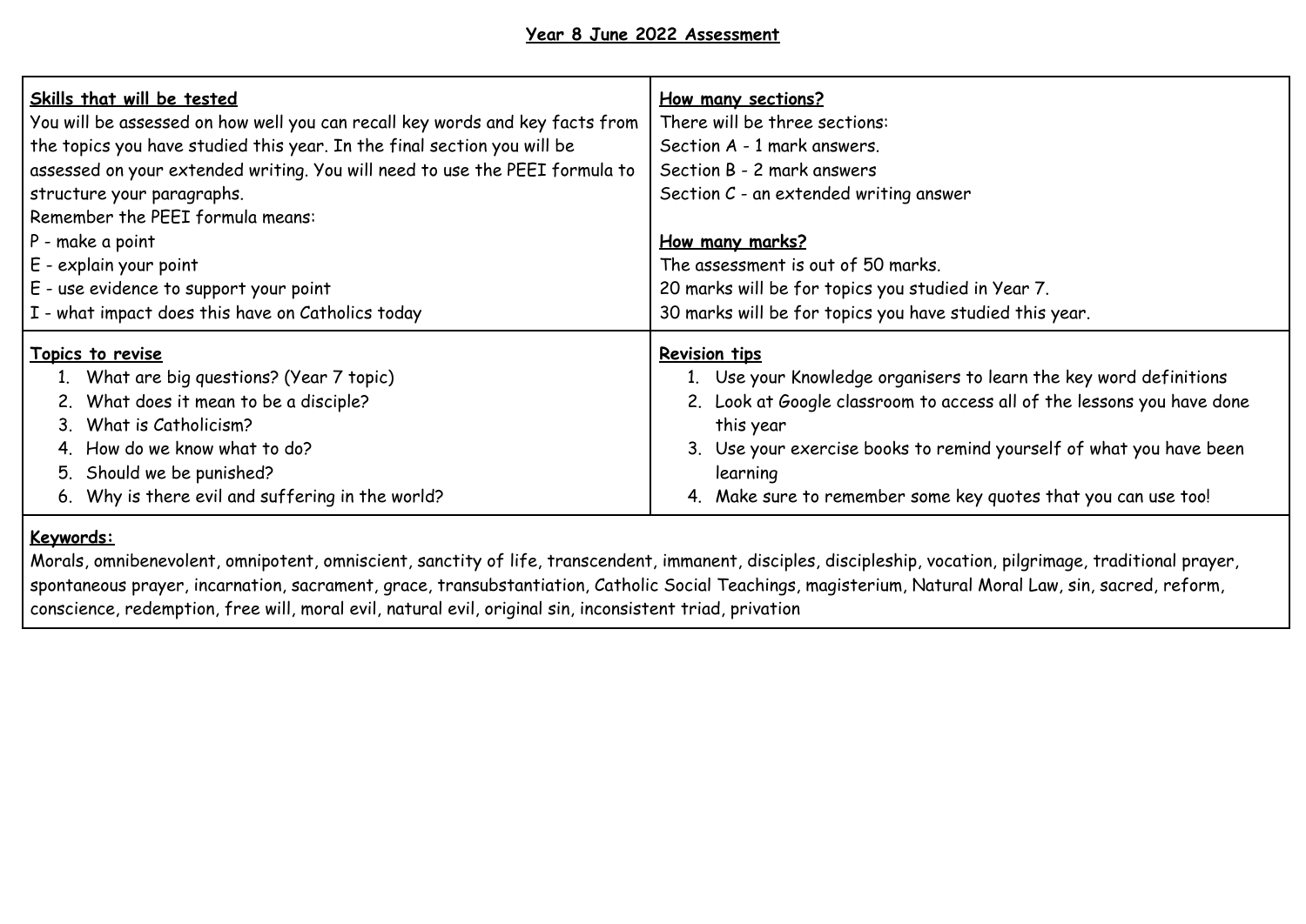# Year 8 June 2022 Assessment

## Skills that will be tested

You will be assessed on how well you can recall key words and key facts from the topics you have studied this year. In the final section you will be assessed on your extended writing. You will need to use the PEEI formula to structure your paragraphs.

Remember the PEEI formula means:

P - make a point
E - explain your point
E - use evidence to support your point
I - what impact does this have on Catholics today

## How many sections?

There will be three sections:

Section A - 1 mark answers.
Section B - 2 mark answers
Section C - an extended writing answer

## How many marks?

The assessment is out of 50 marks.
20 marks will be for topics you studied in Year 7.
30 marks will be for topics you have studied this year.

## Topics to revise

1. What are big questions? (Year 7 topic)
2. What does it mean to be a disciple?
3. What is Catholicism?
4. How do we know what to do?
5. Should we be punished?
6. Why is there evil and suffering in the world?

## Revision tips

1. Use your Knowledge organisers to learn the key word definitions
2. Look at Google classroom to access all of the lessons you have done this year
3. Use your exercise books to remind yourself of what you have been learning
4. Make sure to remember some key quotes that you can use too!

## Keywords:

Morals, omnibenevolent, omnipotent, omniscient, sanctity of life, transcendent, immanent, disciples, discipleship, vocation, pilgrimage, traditional prayer, spontaneous prayer, incarnation, sacrament, grace, transubstantiation, Catholic Social Teachings, magisterium, Natural Moral Law, sin, sacred, reform, conscience, redemption, free will, moral evil, natural evil, original sin, inconsistent triad, privation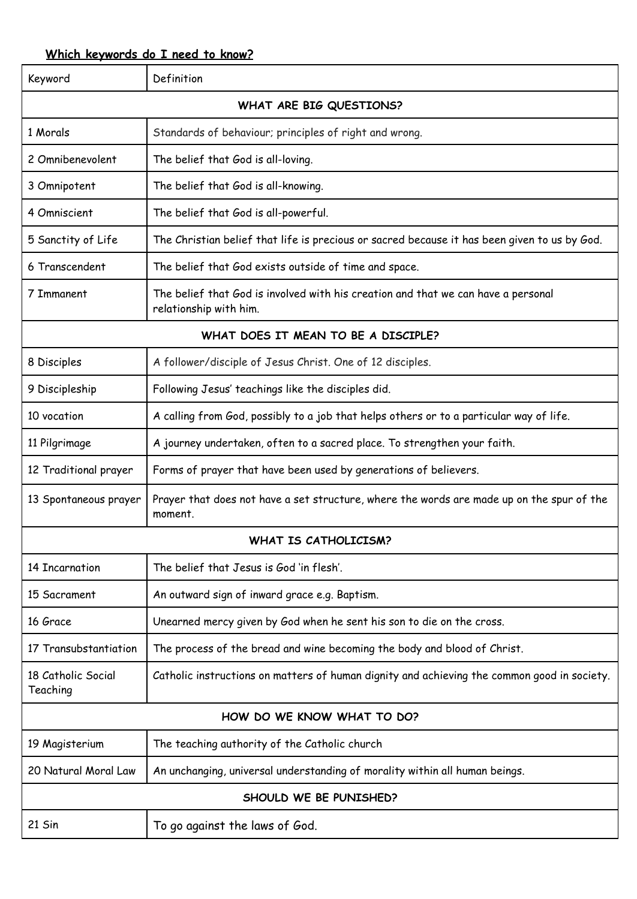## <u>Which keywords do I need to know?</u>

| Keyword | Definition |
|---|---|
| **WHAT ARE BIG QUESTIONS?** | |
| 1 Morals | Standards of behaviour; principles of right and wrong. |
| 2 Omnibenevolent | The belief that God is all-loving. |
| 3 Omnipotent | The belief that God is all-knowing. |
| 4 Omniscient | The belief that God is all-powerful. |
| 5 Sanctity of Life | The Christian belief that life is precious or sacred because it has been given to us by God. |
| 6 Transcendent | The belief that God exists outside of time and space. |
| 7 Immanent | The belief that God is involved with his creation and that we can have a personal relationship with him. |
| **WHAT DOES IT MEAN TO BE A DISCIPLE?** | |
| 8 Disciples | A follower/disciple of Jesus Christ. One of 12 disciples. |
| 9 Discipleship | Following Jesus' teachings like the disciples did. |
| 10 vocation | A calling from God, possibly to a job that helps others or to a particular way of life. |
| 11 Pilgrimage | A journey undertaken, often to a sacred place. To strengthen your faith. |
| 12 Traditional prayer | Forms of prayer that have been used by generations of believers. |
| 13 Spontaneous prayer | Prayer that does not have a set structure, where the words are made up on the spur of the moment. |
| **WHAT IS CATHOLICISM?** | |
| 14 Incarnation | The belief that Jesus is God 'in flesh'. |
| 15 Sacrament | An outward sign of inward grace e.g. Baptism. |
| 16 Grace | Unearned mercy given by God when he sent his son to die on the cross. |
| 17 Transubstantiation | The process of the bread and wine becoming the body and blood of Christ. |
| 18 Catholic Social Teaching | Catholic instructions on matters of human dignity and achieving the common good in society. |
| **HOW DO WE KNOW WHAT TO DO?** | |
| 19 Magisterium | The teaching authority of the Catholic church |
| 20 Natural Moral Law | An unchanging, universal understanding of morality within all human beings. |
| **SHOULD WE BE PUNISHED?** | |
| 21 Sin | To go against the laws of God. |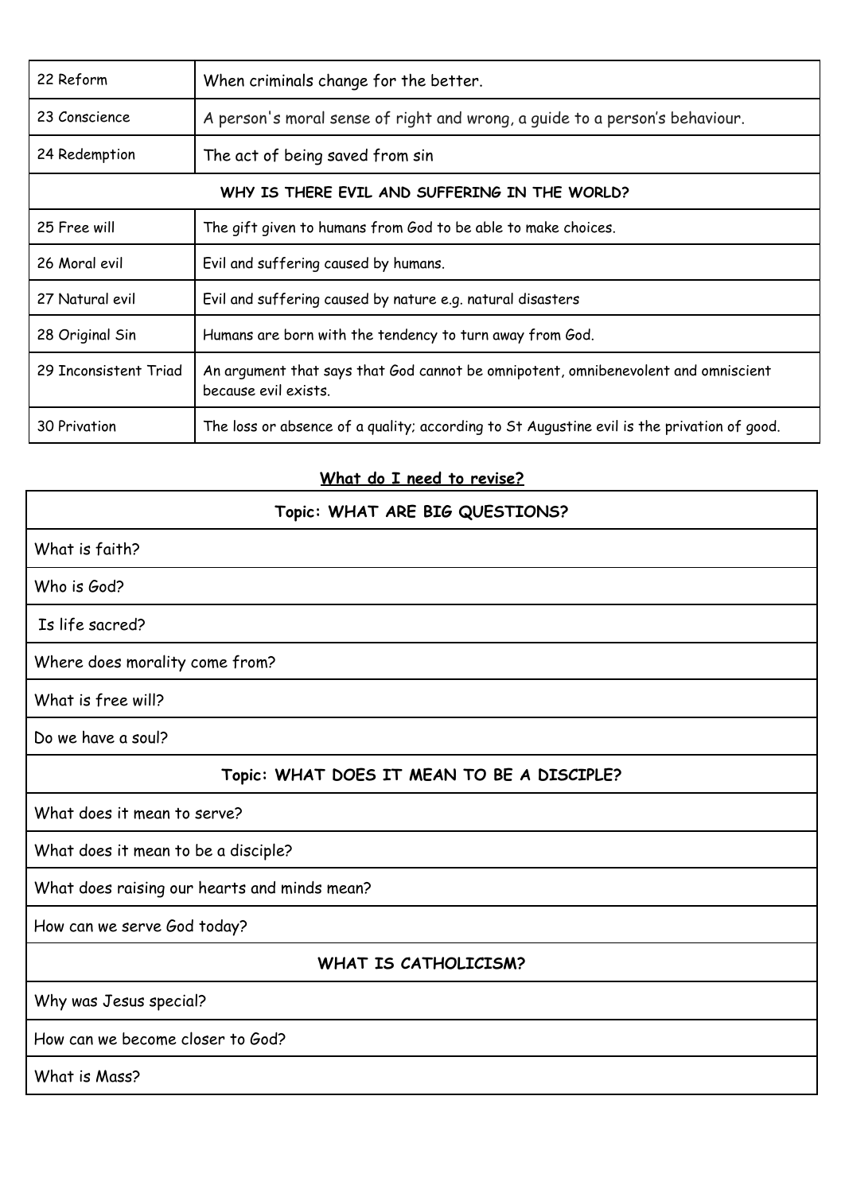| | |
|---|---|
| 22 Reform | When criminals change for the better. |
| 23 Conscience | A person's moral sense of right and wrong, a guide to a person's behaviour. |
| 24 Redemption | The act of being saved from sin |
| **WHY IS THERE EVIL AND SUFFERING IN THE WORLD?** | |
| 25 Free will | The gift given to humans from God to be able to make choices. |
| 26 Moral evil | Evil and suffering caused by humans. |
| 27 Natural evil | Evil and suffering caused by nature e.g. natural disasters |
| 28 Original Sin | Humans are born with the tendency to turn away from God. |
| 29 Inconsistent Triad | An argument that says that God cannot be omnipotent, omnibenevolent and omniscient because evil exists. |
| 30 Privation | The loss or absence of a quality; according to St Augustine evil is the privation of good. |

## What do I need to revise?

| **Topic: WHAT ARE BIG QUESTIONS?** |
|---|
| What is faith? |
| Who is God? |
| Is life sacred? |
| Where does morality come from? |
| What is free will? |
| Do we have a soul? |
| **Topic: WHAT DOES IT MEAN TO BE A DISCIPLE?** |
| What does it mean to serve? |
| What does it mean to be a disciple? |
| What does raising our hearts and minds mean? |
| How can we serve God today? |
| **WHAT IS CATHOLICISM?** |
| Why was Jesus special? |
| How can we become closer to God? |
| What is Mass? |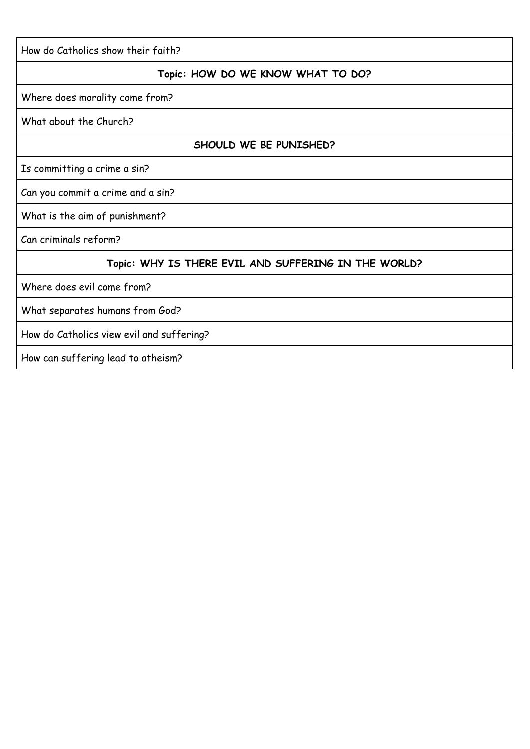| |
|---|
| How do Catholics show their faith? |
| **Topic: HOW DO WE KNOW WHAT TO DO?** |
| Where does morality come from? |
| What about the Church? |
| **SHOULD WE BE PUNISHED?** |
| Is committing a crime a sin? |
| Can you commit a crime and a sin? |
| What is the aim of punishment? |
| Can criminals reform? |
| **Topic: WHY IS THERE EVIL AND SUFFERING IN THE WORLD?** |
| Where does evil come from? |
| What separates humans from God? |
| How do Catholics view evil and suffering? |
| How can suffering lead to atheism? |